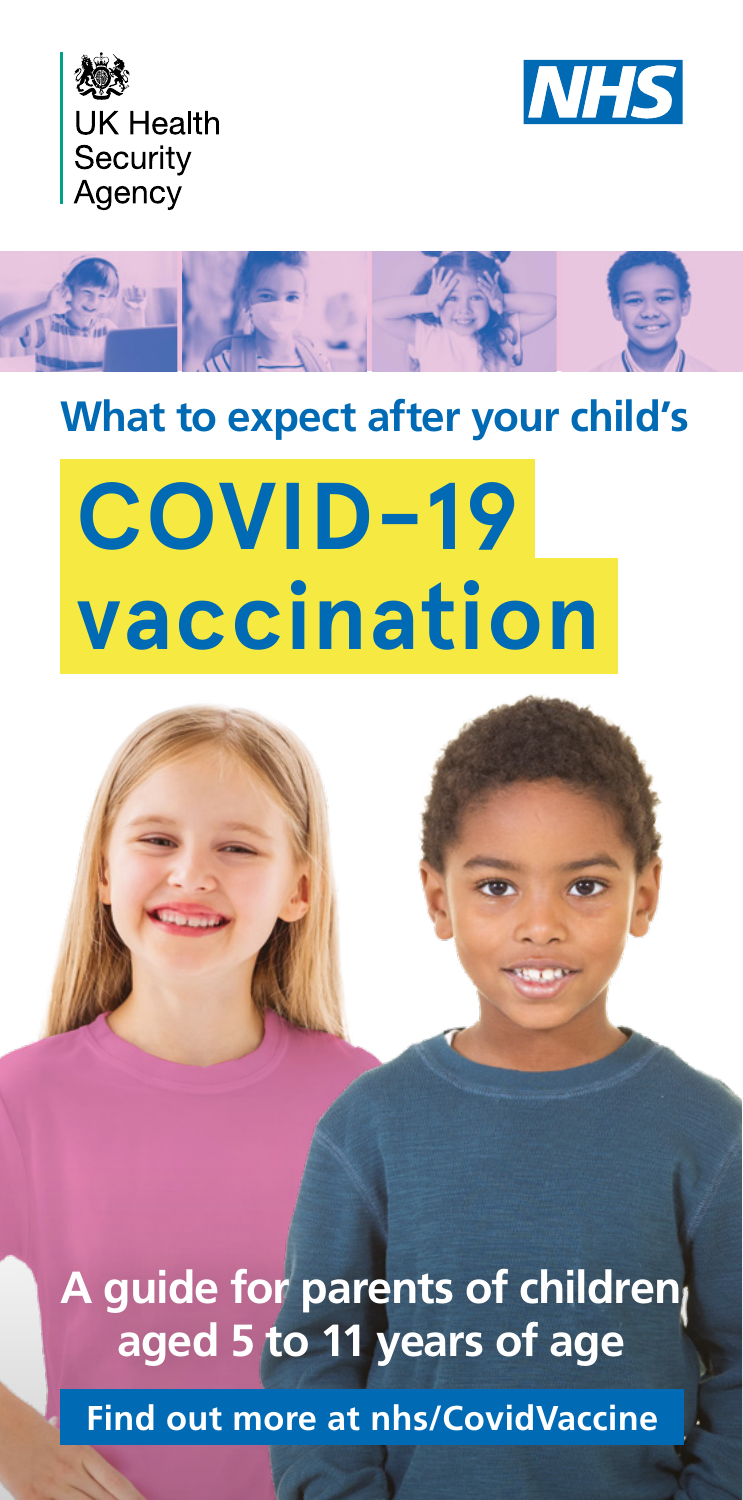UK Health Security Agency

NHS

# What to expect after your child's COVID-19 vaccination

**A guide for parents of children aged 5 to 11 years of age**

**Find out more at nhs/CovidVaccine**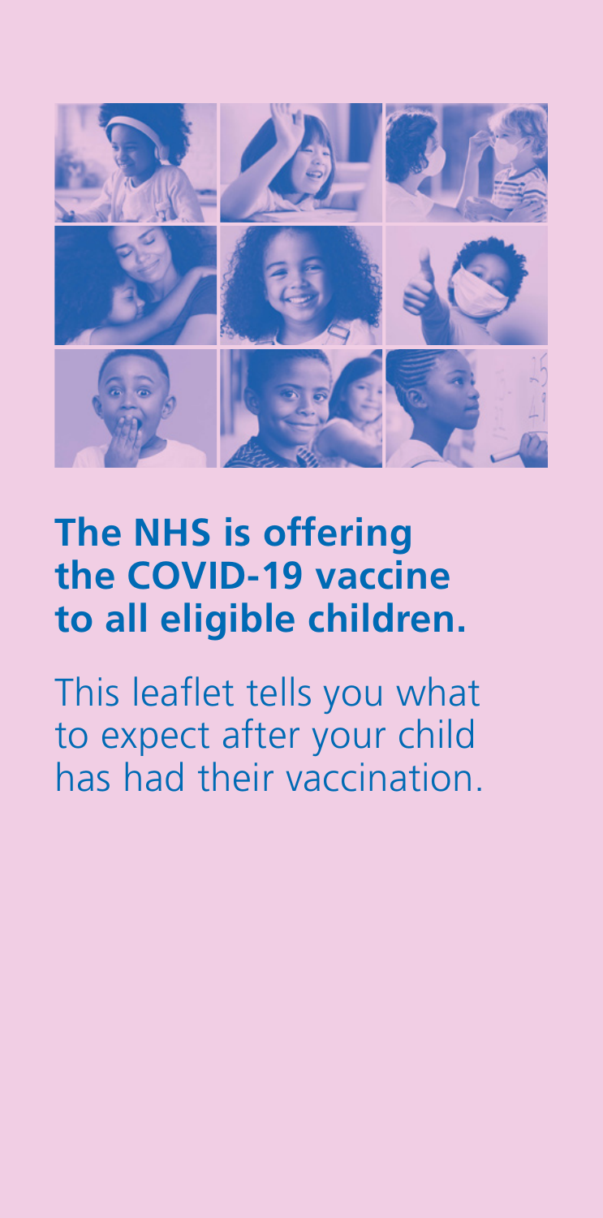# The NHS is offering the COVID-19 vaccine to all eligible children.

This leaflet tells you what to expect after your child has had their vaccination.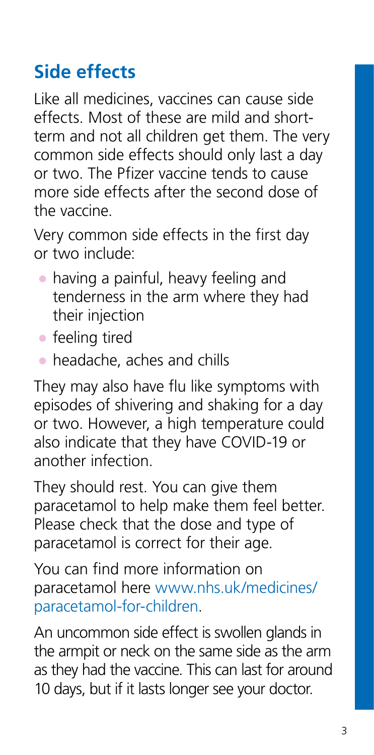## Side effects

Like all medicines, vaccines can cause side effects. Most of these are mild and short-term and not all children get them. The very common side effects should only last a day or two. The Pfizer vaccine tends to cause more side effects after the second dose of the vaccine.

Very common side effects in the first day or two include:

- having a painful, heavy feeling and tenderness in the arm where they had their injection
- feeling tired
- headache, aches and chills

They may also have flu like symptoms with episodes of shivering and shaking for a day or two. However, a high temperature could also indicate that they have COVID-19 or another infection.

They should rest. You can give them paracetamol to help make them feel better. Please check that the dose and type of paracetamol is correct for their age.

You can find more information on paracetamol here www.nhs.uk/medicines/paracetamol-for-children.

An uncommon side effect is swollen glands in the armpit or neck on the same side as the arm as they had the vaccine. This can last for around 10 days, but if it lasts longer see your doctor.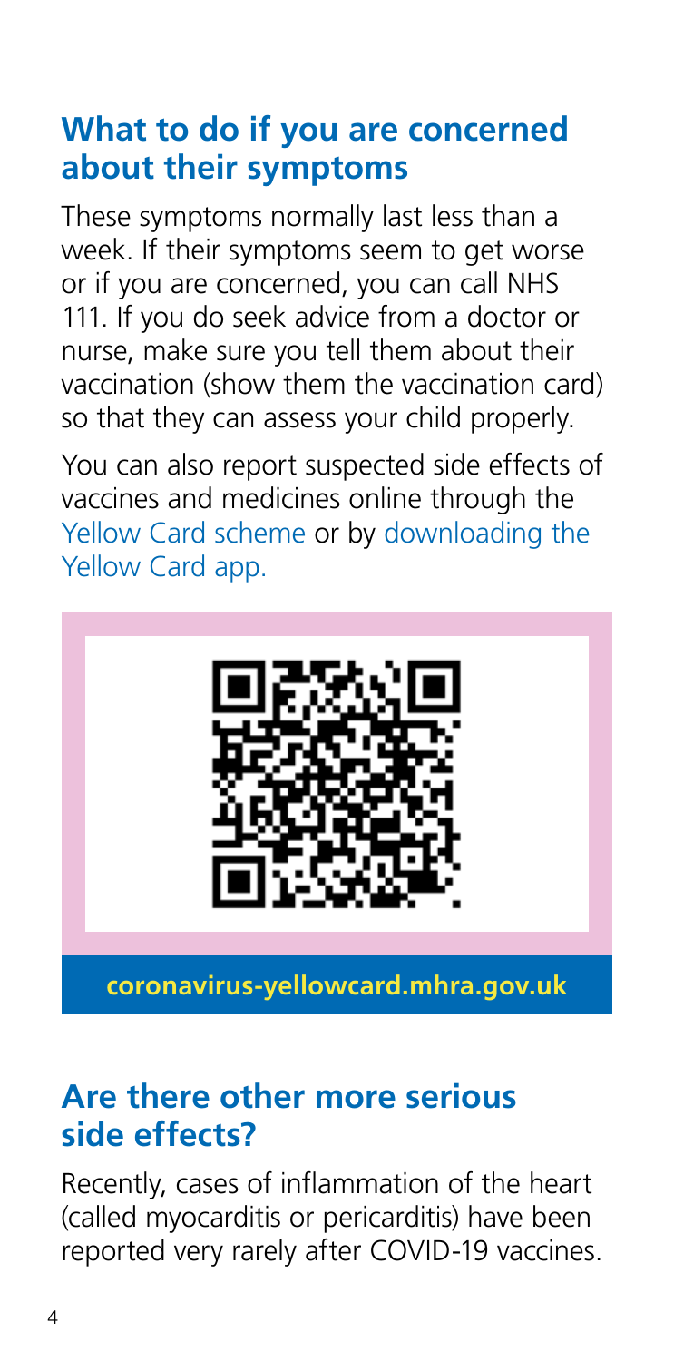## What to do if you are concerned about their symptoms

These symptoms normally last less than a week. If their symptoms seem to get worse or if you are concerned, you can call NHS 111. If you do seek advice from a doctor or nurse, make sure you tell them about their vaccination (show them the vaccination card) so that they can assess your child properly.

You can also report suspected side effects of vaccines and medicines online through the Yellow Card scheme or by downloading the Yellow Card app.

**coronavirus-yellowcard.mhra.gov.uk**

## Are there other more serious side effects?

Recently, cases of inflammation of the heart (called myocarditis or pericarditis) have been reported very rarely after COVID-19 vaccines.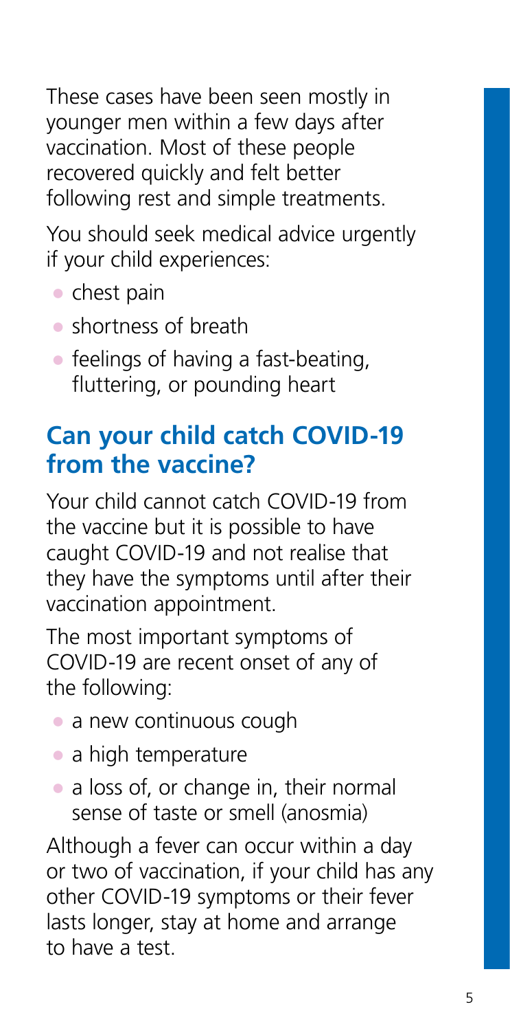These cases have been seen mostly in younger men within a few days after vaccination. Most of these people recovered quickly and felt better following rest and simple treatments.

You should seek medical advice urgently if your child experiences:

- chest pain
- shortness of breath
- feelings of having a fast-beating, fluttering, or pounding heart

## Can your child catch COVID-19 from the vaccine?

Your child cannot catch COVID-19 from the vaccine but it is possible to have caught COVID-19 and not realise that they have the symptoms until after their vaccination appointment.

The most important symptoms of COVID-19 are recent onset of any of the following:

- a new continuous cough
- a high temperature
- a loss of, or change in, their normal sense of taste or smell (anosmia)

Although a fever can occur within a day or two of vaccination, if your child has any other COVID-19 symptoms or their fever lasts longer, stay at home and arrange to have a test.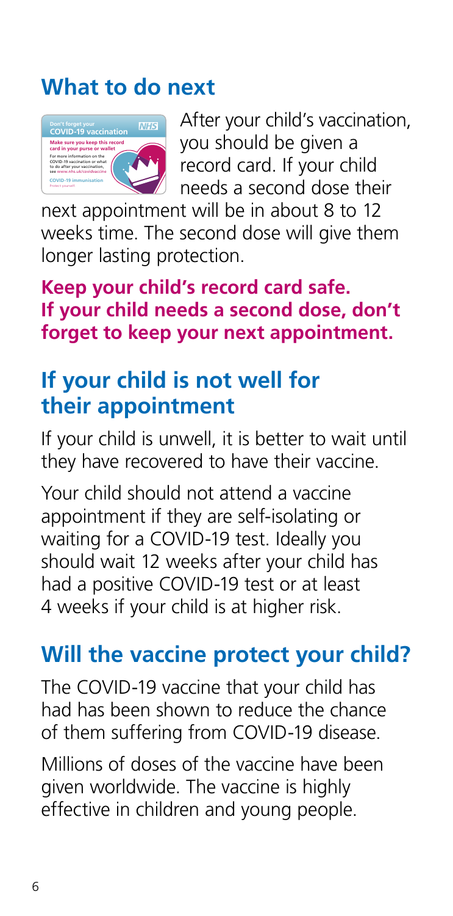## What to do next

After your child's vaccination, you should be given a record card. If your child needs a second dose their next appointment will be in about 8 to 12 weeks time. The second dose will give them longer lasting protection.

**Keep your child's record card safe. If your child needs a second dose, don't forget to keep your next appointment.**

## If your child is not well for their appointment

If your child is unwell, it is better to wait until they have recovered to have their vaccine.

Your child should not attend a vaccine appointment if they are self-isolating or waiting for a COVID-19 test. Ideally you should wait 12 weeks after your child has had a positive COVID-19 test or at least 4 weeks if your child is at higher risk.

## Will the vaccine protect your child?

The COVID-19 vaccine that your child has had has been shown to reduce the chance of them suffering from COVID-19 disease.

Millions of doses of the vaccine have been given worldwide. The vaccine is highly effective in children and young people.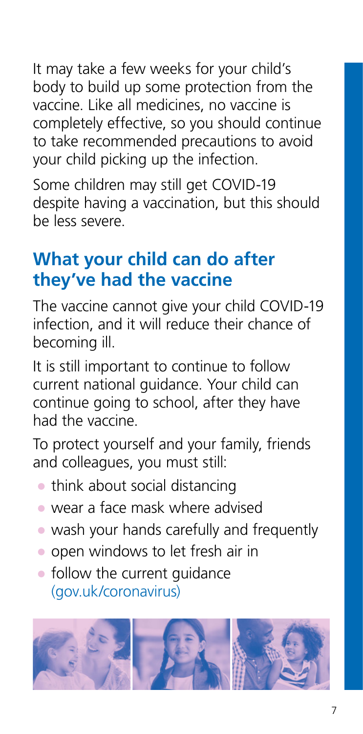It may take a few weeks for your child's body to build up some protection from the vaccine. Like all medicines, no vaccine is completely effective, so you should continue to take recommended precautions to avoid your child picking up the infection.

Some children may still get COVID-19 despite having a vaccination, but this should be less severe.

## What your child can do after they've had the vaccine

The vaccine cannot give your child COVID-19 infection, and it will reduce their chance of becoming ill.

It is still important to continue to follow current national guidance. Your child can continue going to school, after they have had the vaccine.

To protect yourself and your family, friends and colleagues, you must still:

- think about social distancing
- wear a face mask where advised
- wash your hands carefully and frequently
- open windows to let fresh air in
- follow the current guidance (gov.uk/coronavirus)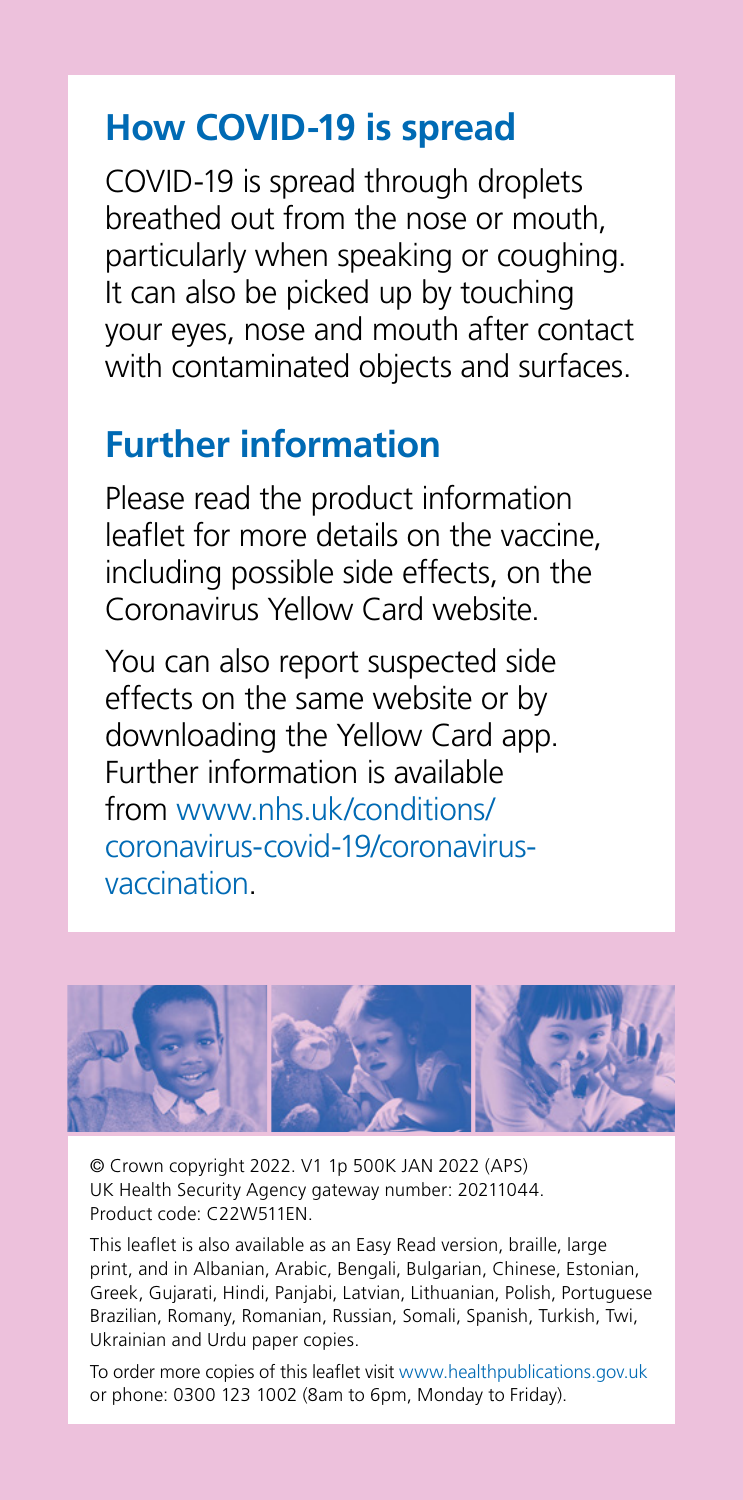## How COVID-19 is spread

COVID-19 is spread through droplets breathed out from the nose or mouth, particularly when speaking or coughing. It can also be picked up by touching your eyes, nose and mouth after contact with contaminated objects and surfaces.

## Further information

Please read the product information leaflet for more details on the vaccine, including possible side effects, on the Coronavirus Yellow Card website.

You can also report suspected side effects on the same website or by downloading the Yellow Card app. Further information is available from www.nhs.uk/conditions/coronavirus-covid-19/coronavirus-vaccination.

© Crown copyright 2022. V1 1p 500K JAN 2022 (APS)
UK Health Security Agency gateway number: 20211044.
Product code: C22W511EN.

This leaflet is also available as an Easy Read version, braille, large print, and in Albanian, Arabic, Bengali, Bulgarian, Chinese, Estonian, Greek, Gujarati, Hindi, Panjabi, Latvian, Lithuanian, Polish, Portuguese Brazilian, Romany, Romanian, Russian, Somali, Spanish, Turkish, Twi, Ukrainian and Urdu paper copies.

To order more copies of this leaflet visit www.healthpublications.gov.uk or phone: 0300 123 1002 (8am to 6pm, Monday to Friday).